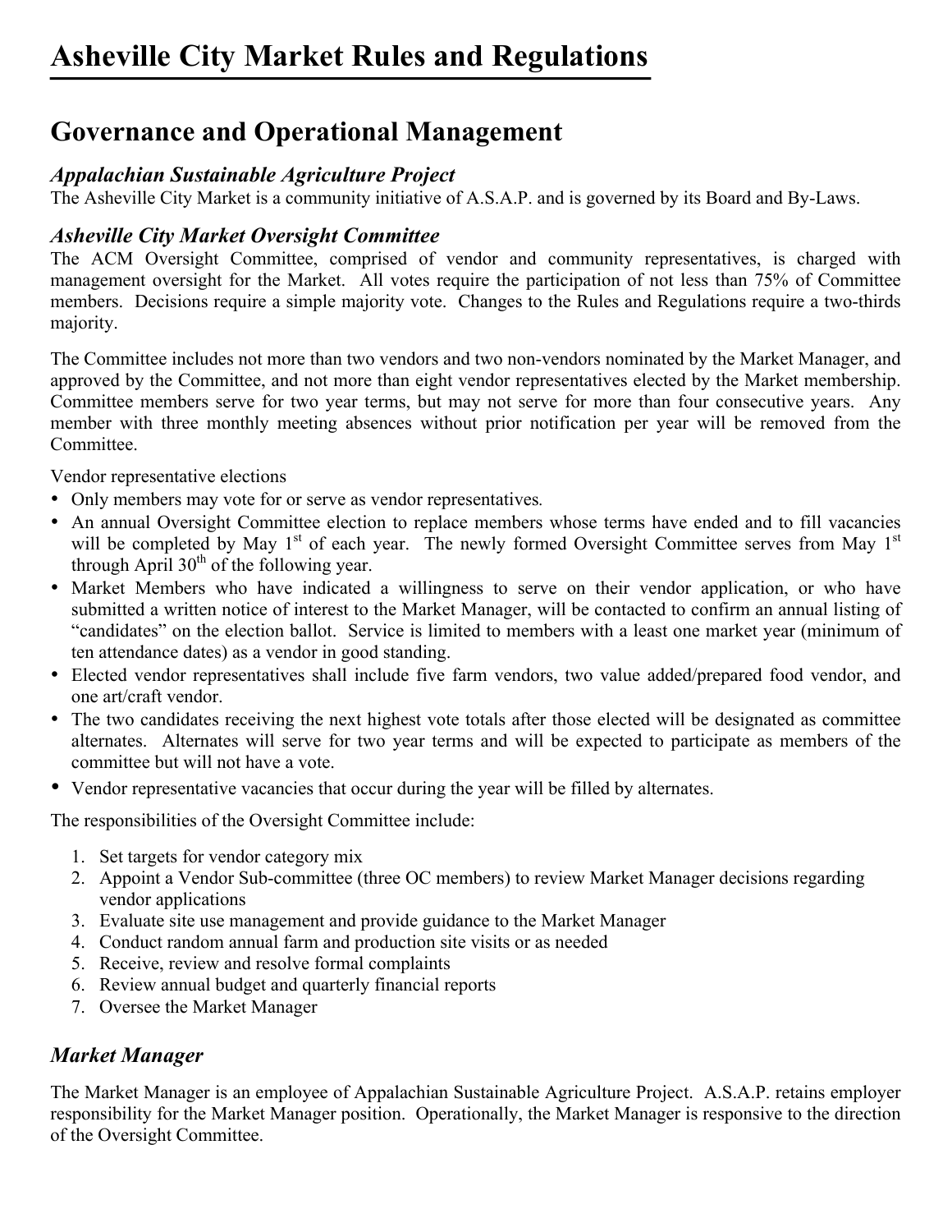# Asheville City Market Rules and Regulations

## Governance and Operational Management

### *Appalachian Sustainable Agriculture Project*

The Asheville City Market is a community initiative of A.S.A.P. and is governed by its Board and By-Laws.

### *Asheville City Market Oversight Committee*

The ACM Oversight Committee, comprised of vendor and community representatives, is charged with management oversight for the Market. All votes require the participation of not less than 75% of Committee members. Decisions require a simple majority vote. Changes to the Rules and Regulations require a two-thirds majority.

The Committee includes not more than two vendors and two non-vendors nominated by the Market Manager, and approved by the Committee, and not more than eight vendor representatives elected by the Market membership. Committee members serve for two year terms, but may not serve for more than four consecutive years. Any member with three monthly meeting absences without prior notification per year will be removed from the Committee.

Vendor representative elections

- Only members may vote for or serve as vendor representatives.
- An annual Oversight Committee election to replace members whose terms have ended and to fill vacancies will be completed by May 1st of each year. The newly formed Oversight Committee serves from May 1st through April 30th of the following year.
- Market Members who have indicated a willingness to serve on their vendor application, or who have submitted a written notice of interest to the Market Manager, will be contacted to confirm an annual listing of "candidates" on the election ballot. Service is limited to members with a least one market year (minimum of ten attendance dates) as a vendor in good standing.
- Elected vendor representatives shall include five farm vendors, two value added/prepared food vendor, and one art/craft vendor.
- The two candidates receiving the next highest vote totals after those elected will be designated as committee alternates. Alternates will serve for two year terms and will be expected to participate as members of the committee but will not have a vote.
- Vendor representative vacancies that occur during the year will be filled by alternates.

The responsibilities of the Oversight Committee include:

1. Set targets for vendor category mix
2. Appoint a Vendor Sub-committee (three OC members) to review Market Manager decisions regarding vendor applications
3. Evaluate site use management and provide guidance to the Market Manager
4. Conduct random annual farm and production site visits or as needed
5. Receive, review and resolve formal complaints
6. Review annual budget and quarterly financial reports
7. Oversee the Market Manager

### *Market Manager*

The Market Manager is an employee of Appalachian Sustainable Agriculture Project. A.S.A.P. retains employer responsibility for the Market Manager position. Operationally, the Market Manager is responsive to the direction of the Oversight Committee.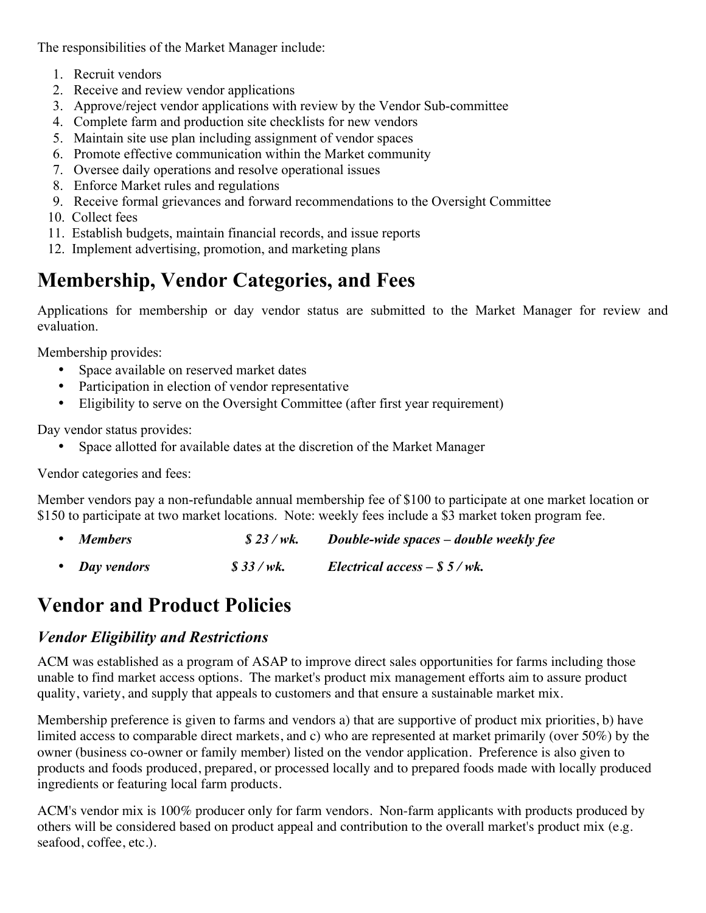The responsibilities of the Market Manager include:

1. Recruit vendors
2. Receive and review vendor applications
3. Approve/reject vendor applications with review by the Vendor Sub-committee
4. Complete farm and production site checklists for new vendors
5. Maintain site use plan including assignment of vendor spaces
6. Promote effective communication within the Market community
7. Oversee daily operations and resolve operational issues
8. Enforce Market rules and regulations
9. Receive formal grievances and forward recommendations to the Oversight Committee
10. Collect fees
11. Establish budgets, maintain financial records, and issue reports
12. Implement advertising, promotion, and marketing plans

# Membership, Vendor Categories, and Fees

Applications for membership or day vendor status are submitted to the Market Manager for review and evaluation.

Membership provides:

- Space available on reserved market dates
- Participation in election of vendor representative
- Eligibility to serve on the Oversight Committee (after first year requirement)

Day vendor status provides:

- Space allotted for available dates at the discretion of the Market Manager

Vendor categories and fees:

Member vendors pay a non-refundable annual membership fee of $100 to participate at one market location or $150 to participate at two market locations. Note: weekly fees include a $3 market token program fee.

- ***Members*** ***$ 23 / wk.*** ***Double-wide spaces – double weekly fee***
- ***Day vendors*** ***$ 33 / wk.*** ***Electrical access – $ 5 / wk.***

# Vendor and Product Policies

## *Vendor Eligibility and Restrictions*

ACM was established as a program of ASAP to improve direct sales opportunities for farms including those unable to find market access options. The market's product mix management efforts aim to assure product quality, variety, and supply that appeals to customers and that ensure a sustainable market mix.

Membership preference is given to farms and vendors a) that are supportive of product mix priorities, b) have limited access to comparable direct markets, and c) who are represented at market primarily (over 50%) by the owner (business co-owner or family member) listed on the vendor application. Preference is also given to products and foods produced, prepared, or processed locally and to prepared foods made with locally produced ingredients or featuring local farm products.

ACM's vendor mix is 100% producer only for farm vendors. Non-farm applicants with products produced by others will be considered based on product appeal and contribution to the overall market's product mix (e.g. seafood, coffee, etc.).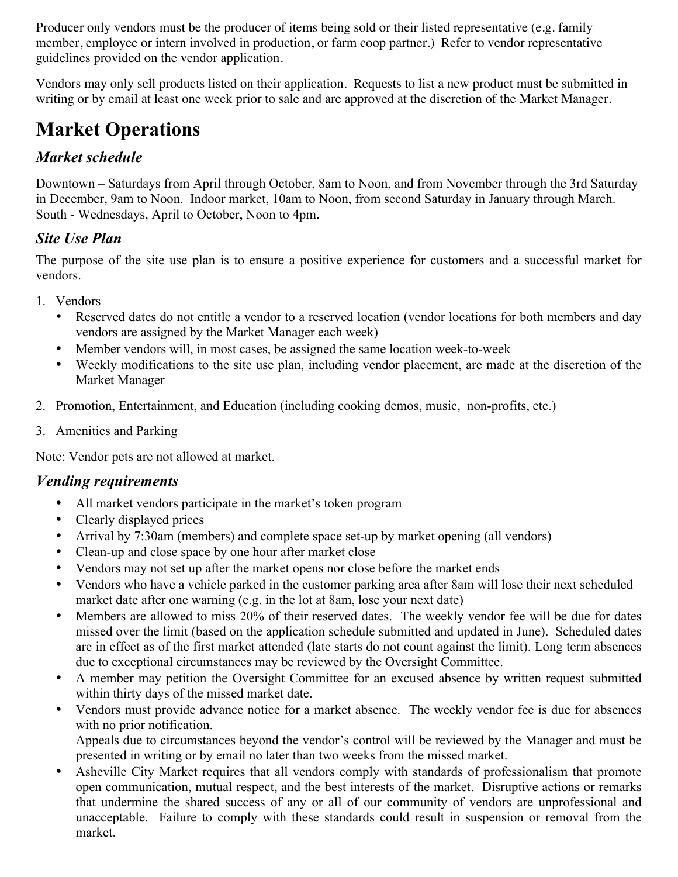Producer only vendors must be the producer of items being sold or their listed representative (e.g. family member, employee or intern involved in production, or farm coop partner.) Refer to vendor representative guidelines provided on the vendor application.

Vendors may only sell products listed on their application. Requests to list a new product must be submitted in writing or by email at least one week prior to sale and are approved at the discretion of the Market Manager.

# Market Operations

## *Market schedule*

Downtown – Saturdays from April through October, 8am to Noon, and from November through the 3rd Saturday in December, 9am to Noon. Indoor market, 10am to Noon, from second Saturday in January through March. South - Wednesdays, April to October, Noon to 4pm.

## *Site Use Plan*

The purpose of the site use plan is to ensure a positive experience for customers and a successful market for vendors.

1. Vendors
   - Reserved dates do not entitle a vendor to a reserved location (vendor locations for both members and day vendors are assigned by the Market Manager each week)
   - Member vendors will, in most cases, be assigned the same location week-to-week
   - Weekly modifications to the site use plan, including vendor placement, are made at the discretion of the Market Manager
2. Promotion, Entertainment, and Education (including cooking demos, music, non-profits, etc.)
3. Amenities and Parking

Note: Vendor pets are not allowed at market.

## *Vending requirements*

- All market vendors participate in the market's token program
- Clearly displayed prices
- Arrival by 7:30am (members) and complete space set-up by market opening (all vendors)
- Clean-up and close space by one hour after market close
- Vendors may not set up after the market opens nor close before the market ends
- Vendors who have a vehicle parked in the customer parking area after 8am will lose their next scheduled market date after one warning (e.g. in the lot at 8am, lose your next date)
- Members are allowed to miss 20% of their reserved dates. The weekly vendor fee will be due for dates missed over the limit (based on the application schedule submitted and updated in June). Scheduled dates are in effect as of the first market attended (late starts do not count against the limit). Long term absences due to exceptional circumstances may be reviewed by the Oversight Committee.
- A member may petition the Oversight Committee for an excused absence by written request submitted within thirty days of the missed market date.
- Vendors must provide advance notice for a market absence. The weekly vendor fee is due for absences with no prior notification.
  Appeals due to circumstances beyond the vendor's control will be reviewed by the Manager and must be presented in writing or by email no later than two weeks from the missed market.
- Asheville City Market requires that all vendors comply with standards of professionalism that promote open communication, mutual respect, and the best interests of the market. Disruptive actions or remarks that undermine the shared success of any or all of our community of vendors are unprofessional and unacceptable. Failure to comply with these standards could result in suspension or removal from the market.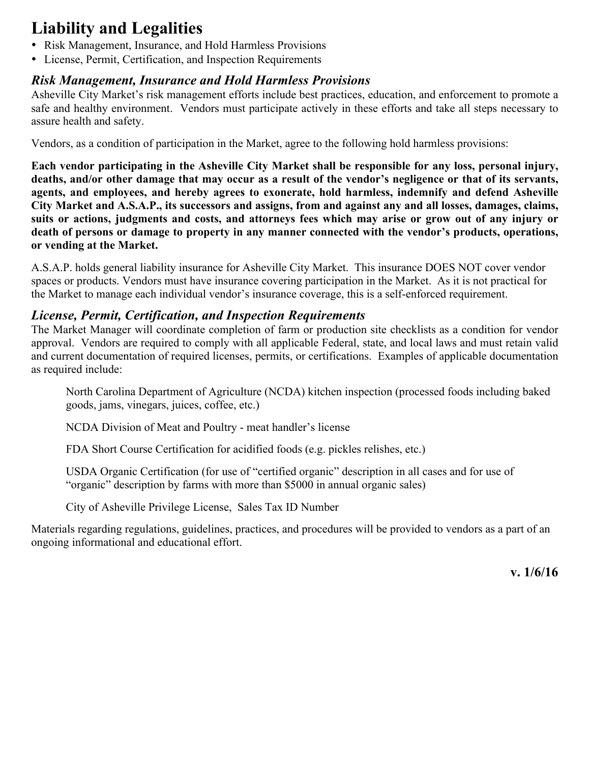# Liability and Legalities

- Risk Management, Insurance, and Hold Harmless Provisions
- License, Permit, Certification, and Inspection Requirements

## *Risk Management, Insurance and Hold Harmless Provisions*

Asheville City Market's risk management efforts include best practices, education, and enforcement to promote a safe and healthy environment. Vendors must participate actively in these efforts and take all steps necessary to assure health and safety.

Vendors, as a condition of participation in the Market, agree to the following hold harmless provisions:

**Each vendor participating in the Asheville City Market shall be responsible for any loss, personal injury, deaths, and/or other damage that may occur as a result of the vendor's negligence or that of its servants, agents, and employees, and hereby agrees to exonerate, hold harmless, indemnify and defend Asheville City Market and A.S.A.P., its successors and assigns, from and against any and all losses, damages, claims, suits or actions, judgments and costs, and attorneys fees which may arise or grow out of any injury or death of persons or damage to property in any manner connected with the vendor's products, operations, or vending at the Market.**

A.S.A.P. holds general liability insurance for Asheville City Market. This insurance DOES NOT cover vendor spaces or products. Vendors must have insurance covering participation in the Market. As it is not practical for the Market to manage each individual vendor's insurance coverage, this is a self-enforced requirement.

## *License, Permit, Certification, and Inspection Requirements*

The Market Manager will coordinate completion of farm or production site checklists as a condition for vendor approval. Vendors are required to comply with all applicable Federal, state, and local laws and must retain valid and current documentation of required licenses, permits, or certifications. Examples of applicable documentation as required include:

North Carolina Department of Agriculture (NCDA) kitchen inspection (processed foods including baked goods, jams, vinegars, juices, coffee, etc.)

NCDA Division of Meat and Poultry - meat handler's license

FDA Short Course Certification for acidified foods (e.g. pickles relishes, etc.)

USDA Organic Certification (for use of "certified organic" description in all cases and for use of "organic" description by farms with more than $5000 in annual organic sales)

City of Asheville Privilege License, Sales Tax ID Number

Materials regarding regulations, guidelines, practices, and procedures will be provided to vendors as a part of an ongoing informational and educational effort.

**v. 1/6/16**